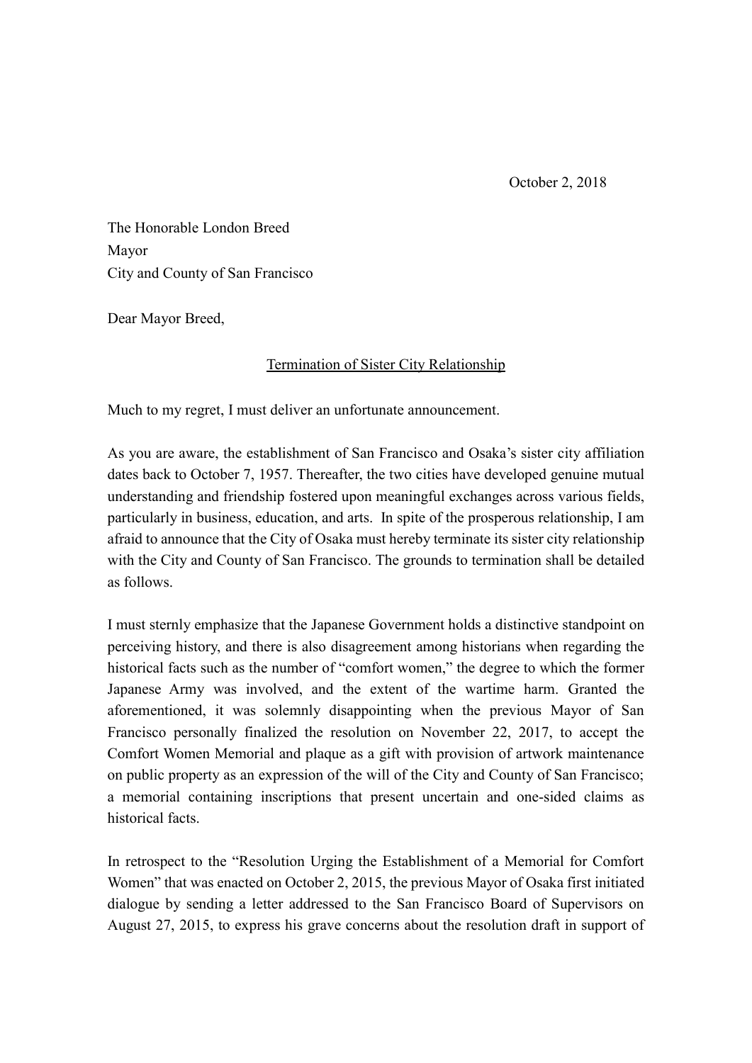October 2, 2018

The Honorable London Breed
Mayor
City and County of San Francisco

Dear Mayor Breed,

<u>Termination of Sister City Relationship</u>

Much to my regret, I must deliver an unfortunate announcement.

As you are aware, the establishment of San Francisco and Osaka's sister city affiliation dates back to October 7, 1957. Thereafter, the two cities have developed genuine mutual understanding and friendship fostered upon meaningful exchanges across various fields, particularly in business, education, and arts. In spite of the prosperous relationship, I am afraid to announce that the City of Osaka must hereby terminate its sister city relationship with the City and County of San Francisco. The grounds to termination shall be detailed as follows.

I must sternly emphasize that the Japanese Government holds a distinctive standpoint on perceiving history, and there is also disagreement among historians when regarding the historical facts such as the number of "comfort women," the degree to which the former Japanese Army was involved, and the extent of the wartime harm. Granted the aforementioned, it was solemnly disappointing when the previous Mayor of San Francisco personally finalized the resolution on November 22, 2017, to accept the Comfort Women Memorial and plaque as a gift with provision of artwork maintenance on public property as an expression of the will of the City and County of San Francisco; a memorial containing inscriptions that present uncertain and one-sided claims as historical facts.

In retrospect to the "Resolution Urging the Establishment of a Memorial for Comfort Women" that was enacted on October 2, 2015, the previous Mayor of Osaka first initiated dialogue by sending a letter addressed to the San Francisco Board of Supervisors on August 27, 2015, to express his grave concerns about the resolution draft in support of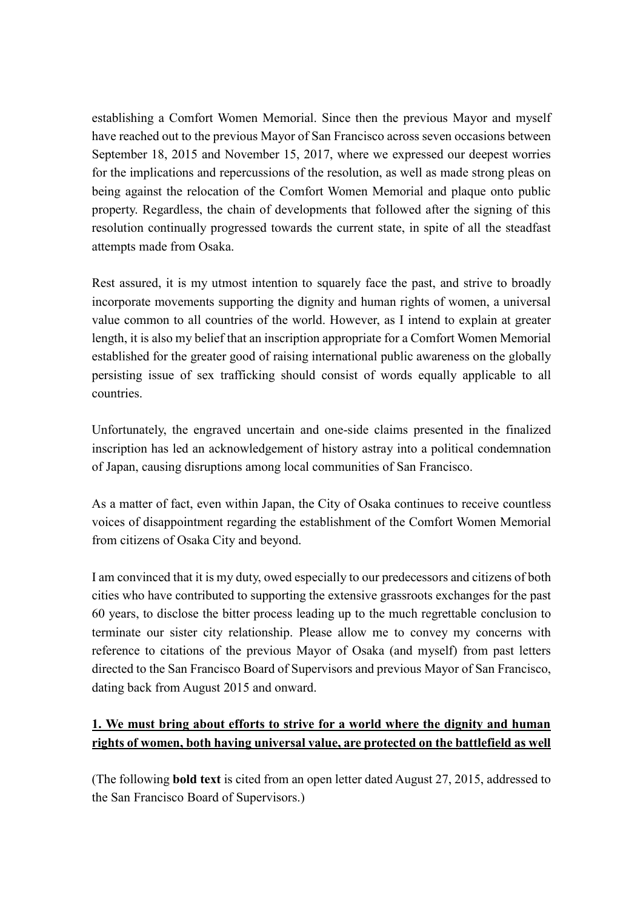establishing a Comfort Women Memorial. Since then the previous Mayor and myself have reached out to the previous Mayor of San Francisco across seven occasions between September 18, 2015 and November 15, 2017, where we expressed our deepest worries for the implications and repercussions of the resolution, as well as made strong pleas on being against the relocation of the Comfort Women Memorial and plaque onto public property. Regardless, the chain of developments that followed after the signing of this resolution continually progressed towards the current state, in spite of all the steadfast attempts made from Osaka.

Rest assured, it is my utmost intention to squarely face the past, and strive to broadly incorporate movements supporting the dignity and human rights of women, a universal value common to all countries of the world. However, as I intend to explain at greater length, it is also my belief that an inscription appropriate for a Comfort Women Memorial established for the greater good of raising international public awareness on the globally persisting issue of sex trafficking should consist of words equally applicable to all countries.

Unfortunately, the engraved uncertain and one-side claims presented in the finalized inscription has led an acknowledgement of history astray into a political condemnation of Japan, causing disruptions among local communities of San Francisco.

As a matter of fact, even within Japan, the City of Osaka continues to receive countless voices of disappointment regarding the establishment of the Comfort Women Memorial from citizens of Osaka City and beyond.

I am convinced that it is my duty, owed especially to our predecessors and citizens of both cities who have contributed to supporting the extensive grassroots exchanges for the past 60 years, to disclose the bitter process leading up to the much regrettable conclusion to terminate our sister city relationship. Please allow me to convey my concerns with reference to citations of the previous Mayor of Osaka (and myself) from past letters directed to the San Francisco Board of Supervisors and previous Mayor of San Francisco, dating back from August 2015 and onward.

## 1. We must bring about efforts to strive for a world where the dignity and human rights of women, both having universal value, are protected on the battlefield as well

(The following **bold text** is cited from an open letter dated August 27, 2015, addressed to the San Francisco Board of Supervisors.)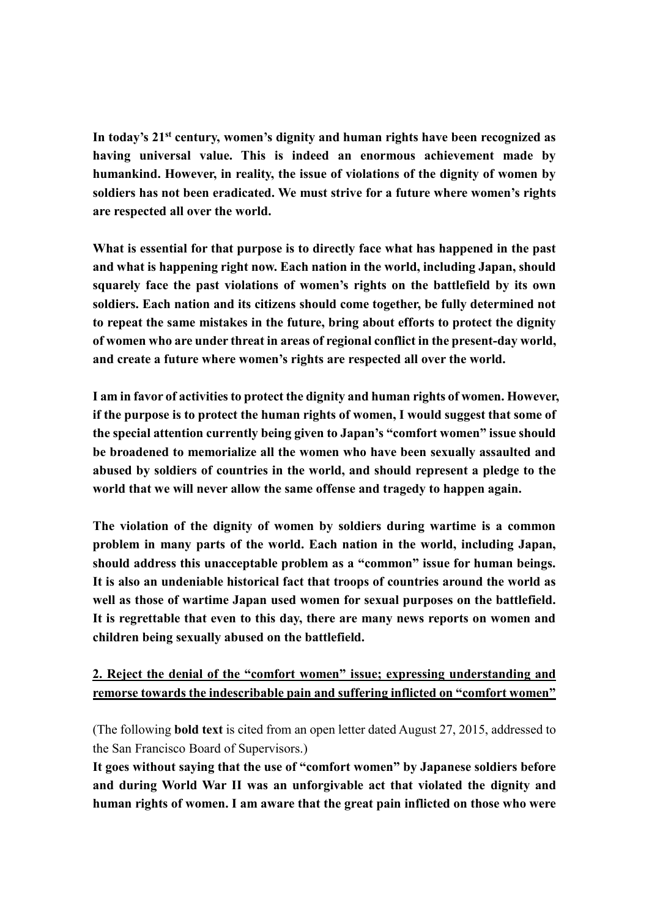**In today's 21st century, women's dignity and human rights have been recognized as having universal value. This is indeed an enormous achievement made by humankind. However, in reality, the issue of violations of the dignity of women by soldiers has not been eradicated. We must strive for a future where women's rights are respected all over the world.**

**What is essential for that purpose is to directly face what has happened in the past and what is happening right now. Each nation in the world, including Japan, should squarely face the past violations of women's rights on the battlefield by its own soldiers. Each nation and its citizens should come together, be fully determined not to repeat the same mistakes in the future, bring about efforts to protect the dignity of women who are under threat in areas of regional conflict in the present-day world, and create a future where women's rights are respected all over the world.**

**I am in favor of activities to protect the dignity and human rights of women. However, if the purpose is to protect the human rights of women, I would suggest that some of the special attention currently being given to Japan's "comfort women" issue should be broadened to memorialize all the women who have been sexually assaulted and abused by soldiers of countries in the world, and should represent a pledge to the world that we will never allow the same offense and tragedy to happen again.**

**The violation of the dignity of women by soldiers during wartime is a common problem in many parts of the world. Each nation in the world, including Japan, should address this unacceptable problem as a "common" issue for human beings. It is also an undeniable historical fact that troops of countries around the world as well as those of wartime Japan used women for sexual purposes on the battlefield. It is regrettable that even to this day, there are many news reports on women and children being sexually abused on the battlefield.**

## 2. Reject the denial of the "comfort women" issue; expressing understanding and remorse towards the indescribable pain and suffering inflicted on "comfort women"

(The following **bold text** is cited from an open letter dated August 27, 2015, addressed to the San Francisco Board of Supervisors.)

**It goes without saying that the use of "comfort women" by Japanese soldiers before and during World War II was an unforgivable act that violated the dignity and human rights of women. I am aware that the great pain inflicted on those who were**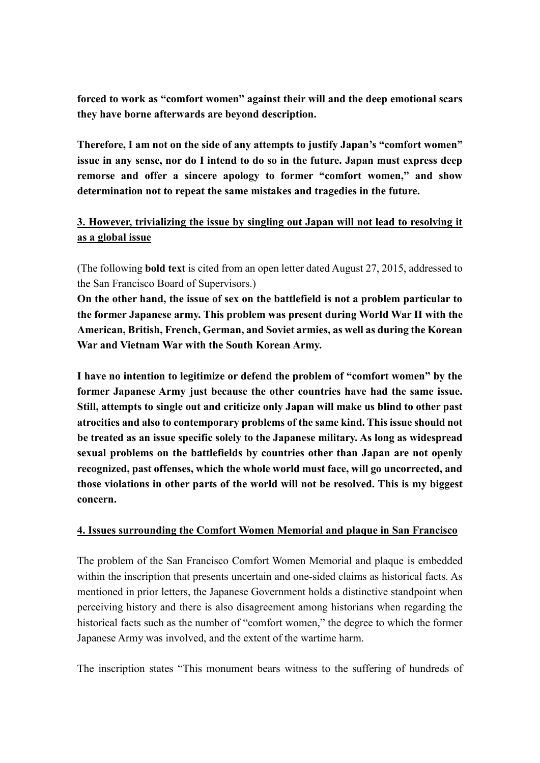**forced to work as "comfort women" against their will and the deep emotional scars they have borne afterwards are beyond description.**

**Therefore, I am not on the side of any attempts to justify Japan's "comfort women" issue in any sense, nor do I intend to do so in the future. Japan must express deep remorse and offer a sincere apology to former "comfort women," and show determination not to repeat the same mistakes and tragedies in the future.**

## 3. However, trivializing the issue by singling out Japan will not lead to resolving it as a global issue

(The following **bold text** is cited from an open letter dated August 27, 2015, addressed to the San Francisco Board of Supervisors.)

**On the other hand, the issue of sex on the battlefield is not a problem particular to the former Japanese army. This problem was present during World War II with the American, British, French, German, and Soviet armies, as well as during the Korean War and Vietnam War with the South Korean Army.**

**I have no intention to legitimize or defend the problem of "comfort women" by the former Japanese Army just because the other countries have had the same issue. Still, attempts to single out and criticize only Japan will make us blind to other past atrocities and also to contemporary problems of the same kind. This issue should not be treated as an issue specific solely to the Japanese military. As long as widespread sexual problems on the battlefields by countries other than Japan are not openly recognized, past offenses, which the whole world must face, will go uncorrected, and those violations in other parts of the world will not be resolved. This is my biggest concern.**

## 4. Issues surrounding the Comfort Women Memorial and plaque in San Francisco

The problem of the San Francisco Comfort Women Memorial and plaque is embedded within the inscription that presents uncertain and one-sided claims as historical facts. As mentioned in prior letters, the Japanese Government holds a distinctive standpoint when perceiving history and there is also disagreement among historians when regarding the historical facts such as the number of "comfort women," the degree to which the former Japanese Army was involved, and the extent of the wartime harm.

The inscription states "This monument bears witness to the suffering of hundreds of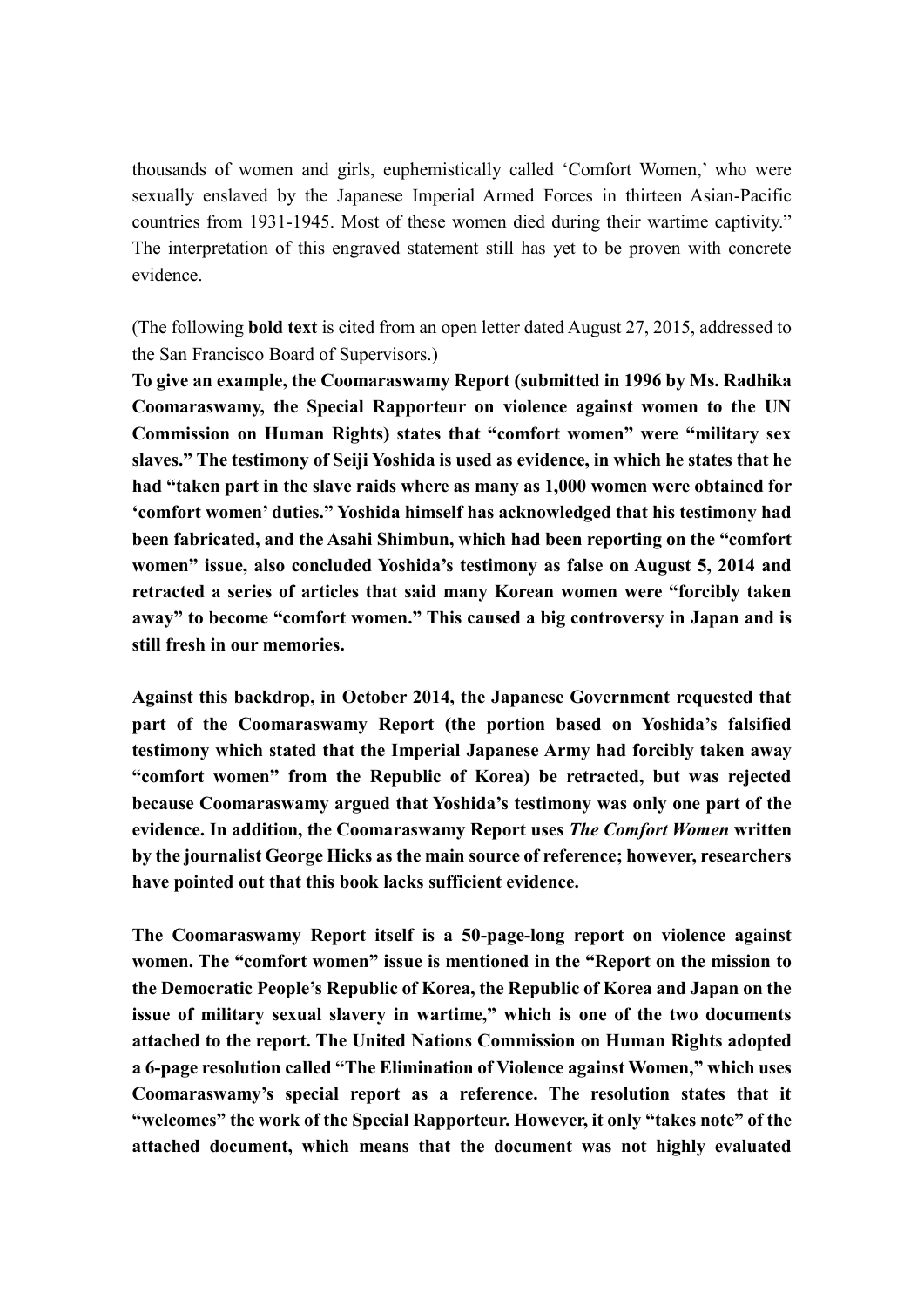thousands of women and girls, euphemistically called 'Comfort Women,' who were sexually enslaved by the Japanese Imperial Armed Forces in thirteen Asian-Pacific countries from 1931-1945. Most of these women died during their wartime captivity." The interpretation of this engraved statement still has yet to be proven with concrete evidence.

(The following **bold text** is cited from an open letter dated August 27, 2015, addressed to the San Francisco Board of Supervisors.)

**To give an example, the Coomaraswamy Report (submitted in 1996 by Ms. Radhika Coomaraswamy, the Special Rapporteur on violence against women to the UN Commission on Human Rights) states that "comfort women" were "military sex slaves." The testimony of Seiji Yoshida is used as evidence, in which he states that he had "taken part in the slave raids where as many as 1,000 women were obtained for 'comfort women' duties." Yoshida himself has acknowledged that his testimony had been fabricated, and the Asahi Shimbun, which had been reporting on the "comfort women" issue, also concluded Yoshida's testimony as false on August 5, 2014 and retracted a series of articles that said many Korean women were "forcibly taken away" to become "comfort women." This caused a big controversy in Japan and is still fresh in our memories.**

**Against this backdrop, in October 2014, the Japanese Government requested that part of the Coomaraswamy Report (the portion based on Yoshida's falsified testimony which stated that the Imperial Japanese Army had forcibly taken away "comfort women" from the Republic of Korea) be retracted, but was rejected because Coomaraswamy argued that Yoshida's testimony was only one part of the evidence. In addition, the Coomaraswamy Report uses *The Comfort Women* written by the journalist George Hicks as the main source of reference; however, researchers have pointed out that this book lacks sufficient evidence.**

**The Coomaraswamy Report itself is a 50-page-long report on violence against women. The "comfort women" issue is mentioned in the "Report on the mission to the Democratic People's Republic of Korea, the Republic of Korea and Japan on the issue of military sexual slavery in wartime," which is one of the two documents attached to the report. The United Nations Commission on Human Rights adopted a 6-page resolution called "The Elimination of Violence against Women," which uses Coomaraswamy's special report as a reference. The resolution states that it "welcomes" the work of the Special Rapporteur. However, it only "takes note" of the attached document, which means that the document was not highly evaluated**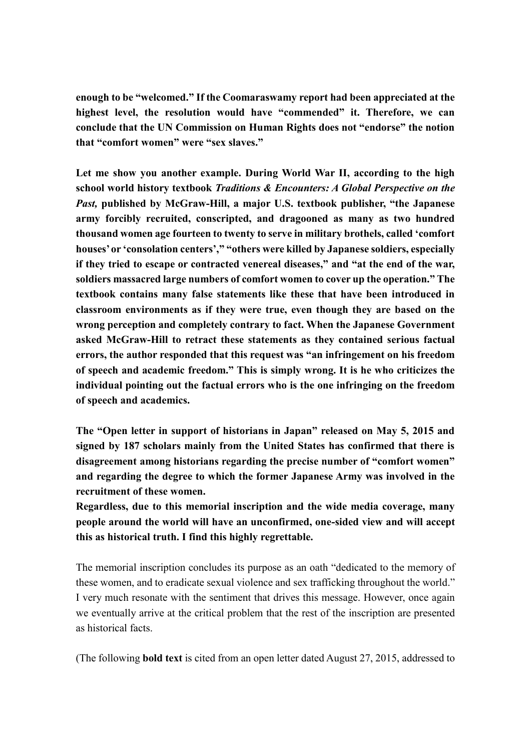**enough to be "welcomed." If the Coomaraswamy report had been appreciated at the highest level, the resolution would have "commended" it. Therefore, we can conclude that the UN Commission on Human Rights does not "endorse" the notion that "comfort women" were "sex slaves."**

**Let me show you another example. During World War II, according to the high school world history textbook *Traditions & Encounters: A Global Perspective on the Past,* published by McGraw-Hill, a major U.S. textbook publisher, "the Japanese army forcibly recruited, conscripted, and dragooned as many as two hundred thousand women age fourteen to twenty to serve in military brothels, called 'comfort houses' or 'consolation centers'," "others were killed by Japanese soldiers, especially if they tried to escape or contracted venereal diseases," and "at the end of the war, soldiers massacred large numbers of comfort women to cover up the operation." The textbook contains many false statements like these that have been introduced in classroom environments as if they were true, even though they are based on the wrong perception and completely contrary to fact. When the Japanese Government asked McGraw-Hill to retract these statements as they contained serious factual errors, the author responded that this request was "an infringement on his freedom of speech and academic freedom." This is simply wrong. It is he who criticizes the individual pointing out the factual errors who is the one infringing on the freedom of speech and academics.**

**The "Open letter in support of historians in Japan" released on May 5, 2015 and signed by 187 scholars mainly from the United States has confirmed that there is disagreement among historians regarding the precise number of "comfort women" and regarding the degree to which the former Japanese Army was involved in the recruitment of these women.**
**Regardless, due to this memorial inscription and the wide media coverage, many people around the world will have an unconfirmed, one-sided view and will accept this as historical truth. I find this highly regrettable.**

The memorial inscription concludes its purpose as an oath "dedicated to the memory of these women, and to eradicate sexual violence and sex trafficking throughout the world." I very much resonate with the sentiment that drives this message. However, once again we eventually arrive at the critical problem that the rest of the inscription are presented as historical facts.

(The following **bold text** is cited from an open letter dated August 27, 2015, addressed to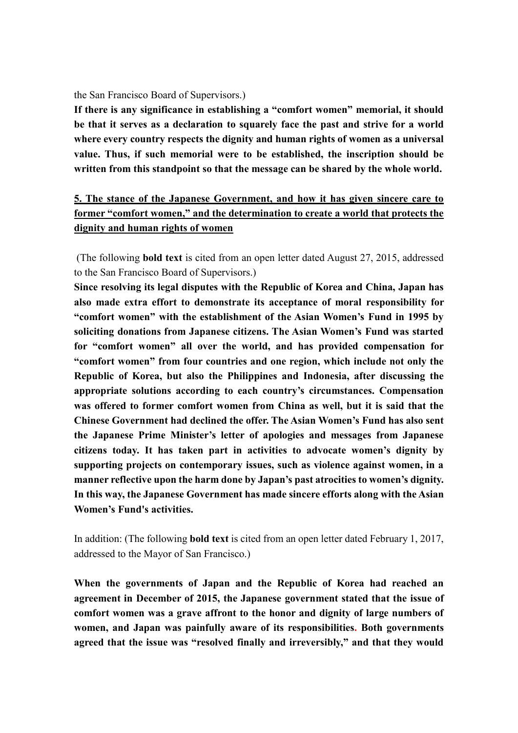the San Francisco Board of Supervisors.)

**If there is any significance in establishing a "comfort women" memorial, it should be that it serves as a declaration to squarely face the past and strive for a world where every country respects the dignity and human rights of women as a universal value. Thus, if such memorial were to be established, the inscription should be written from this standpoint so that the message can be shared by the whole world.**

## 5. The stance of the Japanese Government, and how it has given sincere care to former "comfort women," and the determination to create a world that protects the dignity and human rights of women

(The following **bold text** is cited from an open letter dated August 27, 2015, addressed to the San Francisco Board of Supervisors.)

**Since resolving its legal disputes with the Republic of Korea and China, Japan has also made extra effort to demonstrate its acceptance of moral responsibility for "comfort women" with the establishment of the Asian Women's Fund in 1995 by soliciting donations from Japanese citizens. The Asian Women's Fund was started for "comfort women" all over the world, and has provided compensation for "comfort women" from four countries and one region, which include not only the Republic of Korea, but also the Philippines and Indonesia, after discussing the appropriate solutions according to each country's circumstances. Compensation was offered to former comfort women from China as well, but it is said that the Chinese Government had declined the offer. The Asian Women's Fund has also sent the Japanese Prime Minister's letter of apologies and messages from Japanese citizens today. It has taken part in activities to advocate women's dignity by supporting projects on contemporary issues, such as violence against women, in a manner reflective upon the harm done by Japan's past atrocities to women's dignity. In this way, the Japanese Government has made sincere efforts along with the Asian Women's Fund's activities.**

In addition: (The following **bold text** is cited from an open letter dated February 1, 2017, addressed to the Mayor of San Francisco.)

**When the governments of Japan and the Republic of Korea had reached an agreement in December of 2015, the Japanese government stated that the issue of comfort women was a grave affront to the honor and dignity of large numbers of women, and Japan was painfully aware of its responsibilities. Both governments agreed that the issue was "resolved finally and irreversibly," and that they would**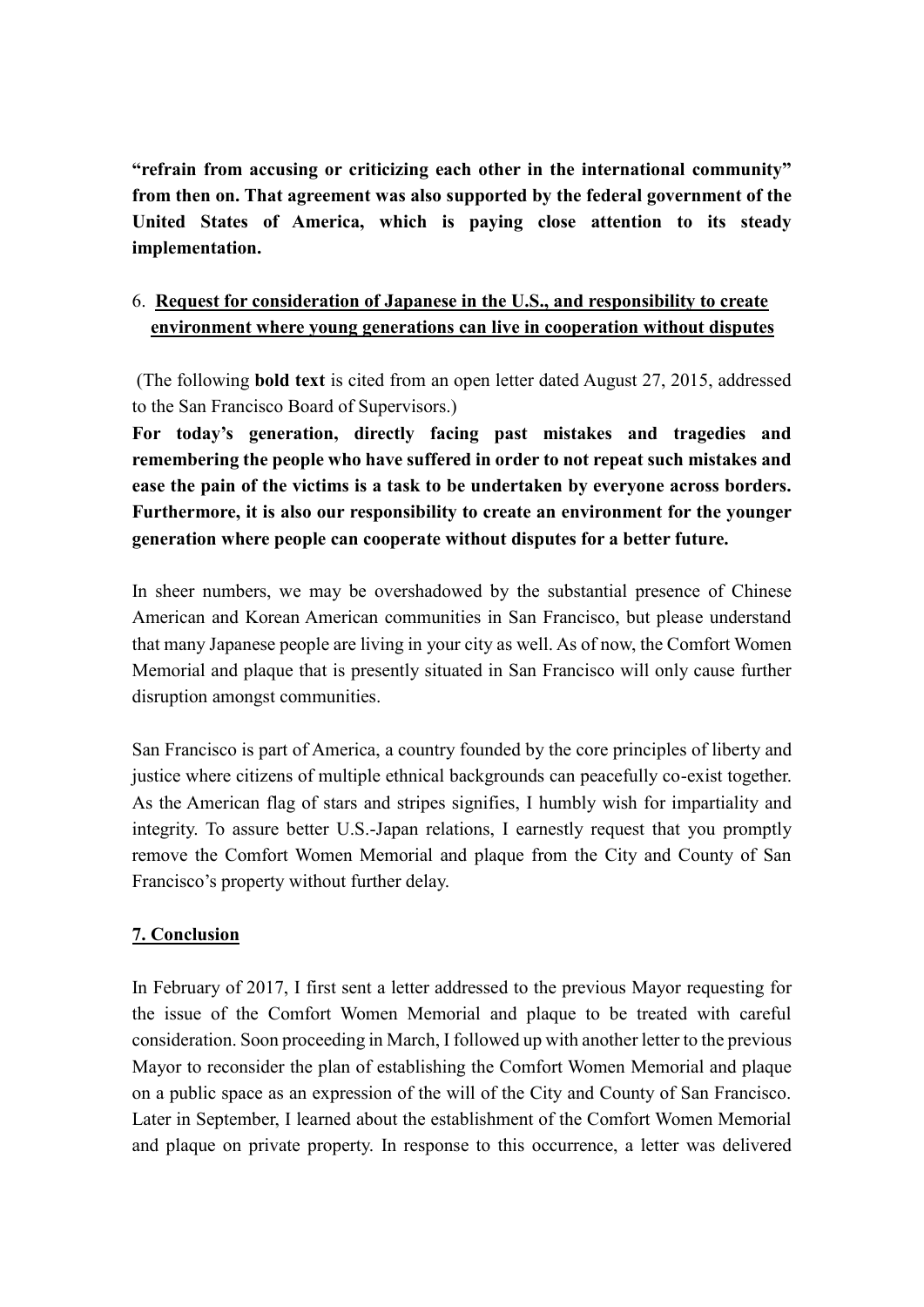**"refrain from accusing or criticizing each other in the international community" from then on. That agreement was also supported by the federal government of the United States of America, which is paying close attention to its steady implementation.**

## 6. Request for consideration of Japanese in the U.S., and responsibility to create environment where young generations can live in cooperation without disputes

(The following **bold text** is cited from an open letter dated August 27, 2015, addressed to the San Francisco Board of Supervisors.)

**For today's generation, directly facing past mistakes and tragedies and remembering the people who have suffered in order to not repeat such mistakes and ease the pain of the victims is a task to be undertaken by everyone across borders. Furthermore, it is also our responsibility to create an environment for the younger generation where people can cooperate without disputes for a better future.**

In sheer numbers, we may be overshadowed by the substantial presence of Chinese American and Korean American communities in San Francisco, but please understand that many Japanese people are living in your city as well. As of now, the Comfort Women Memorial and plaque that is presently situated in San Francisco will only cause further disruption amongst communities.

San Francisco is part of America, a country founded by the core principles of liberty and justice where citizens of multiple ethnical backgrounds can peacefully co-exist together. As the American flag of stars and stripes signifies, I humbly wish for impartiality and integrity. To assure better U.S.-Japan relations, I earnestly request that you promptly remove the Comfort Women Memorial and plaque from the City and County of San Francisco's property without further delay.

## 7. Conclusion

In February of 2017, I first sent a letter addressed to the previous Mayor requesting for the issue of the Comfort Women Memorial and plaque to be treated with careful consideration. Soon proceeding in March, I followed up with another letter to the previous Mayor to reconsider the plan of establishing the Comfort Women Memorial and plaque on a public space as an expression of the will of the City and County of San Francisco. Later in September, I learned about the establishment of the Comfort Women Memorial and plaque on private property. In response to this occurrence, a letter was delivered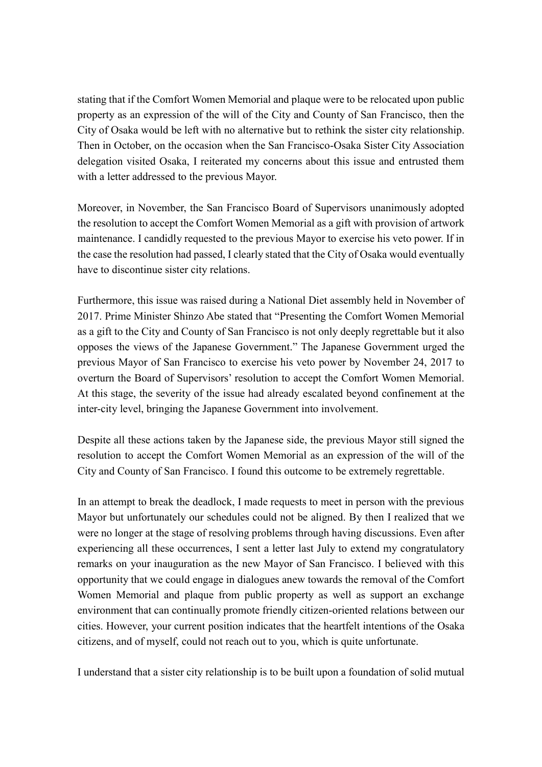stating that if the Comfort Women Memorial and plaque were to be relocated upon public property as an expression of the will of the City and County of San Francisco, then the City of Osaka would be left with no alternative but to rethink the sister city relationship. Then in October, on the occasion when the San Francisco-Osaka Sister City Association delegation visited Osaka, I reiterated my concerns about this issue and entrusted them with a letter addressed to the previous Mayor.

Moreover, in November, the San Francisco Board of Supervisors unanimously adopted the resolution to accept the Comfort Women Memorial as a gift with provision of artwork maintenance. I candidly requested to the previous Mayor to exercise his veto power. If in the case the resolution had passed, I clearly stated that the City of Osaka would eventually have to discontinue sister city relations.

Furthermore, this issue was raised during a National Diet assembly held in November of 2017. Prime Minister Shinzo Abe stated that "Presenting the Comfort Women Memorial as a gift to the City and County of San Francisco is not only deeply regrettable but it also opposes the views of the Japanese Government." The Japanese Government urged the previous Mayor of San Francisco to exercise his veto power by November 24, 2017 to overturn the Board of Supervisors' resolution to accept the Comfort Women Memorial. At this stage, the severity of the issue had already escalated beyond confinement at the inter-city level, bringing the Japanese Government into involvement.

Despite all these actions taken by the Japanese side, the previous Mayor still signed the resolution to accept the Comfort Women Memorial as an expression of the will of the City and County of San Francisco. I found this outcome to be extremely regrettable.

In an attempt to break the deadlock, I made requests to meet in person with the previous Mayor but unfortunately our schedules could not be aligned. By then I realized that we were no longer at the stage of resolving problems through having discussions. Even after experiencing all these occurrences, I sent a letter last July to extend my congratulatory remarks on your inauguration as the new Mayor of San Francisco. I believed with this opportunity that we could engage in dialogues anew towards the removal of the Comfort Women Memorial and plaque from public property as well as support an exchange environment that can continually promote friendly citizen-oriented relations between our cities. However, your current position indicates that the heartfelt intentions of the Osaka citizens, and of myself, could not reach out to you, which is quite unfortunate.

I understand that a sister city relationship is to be built upon a foundation of solid mutual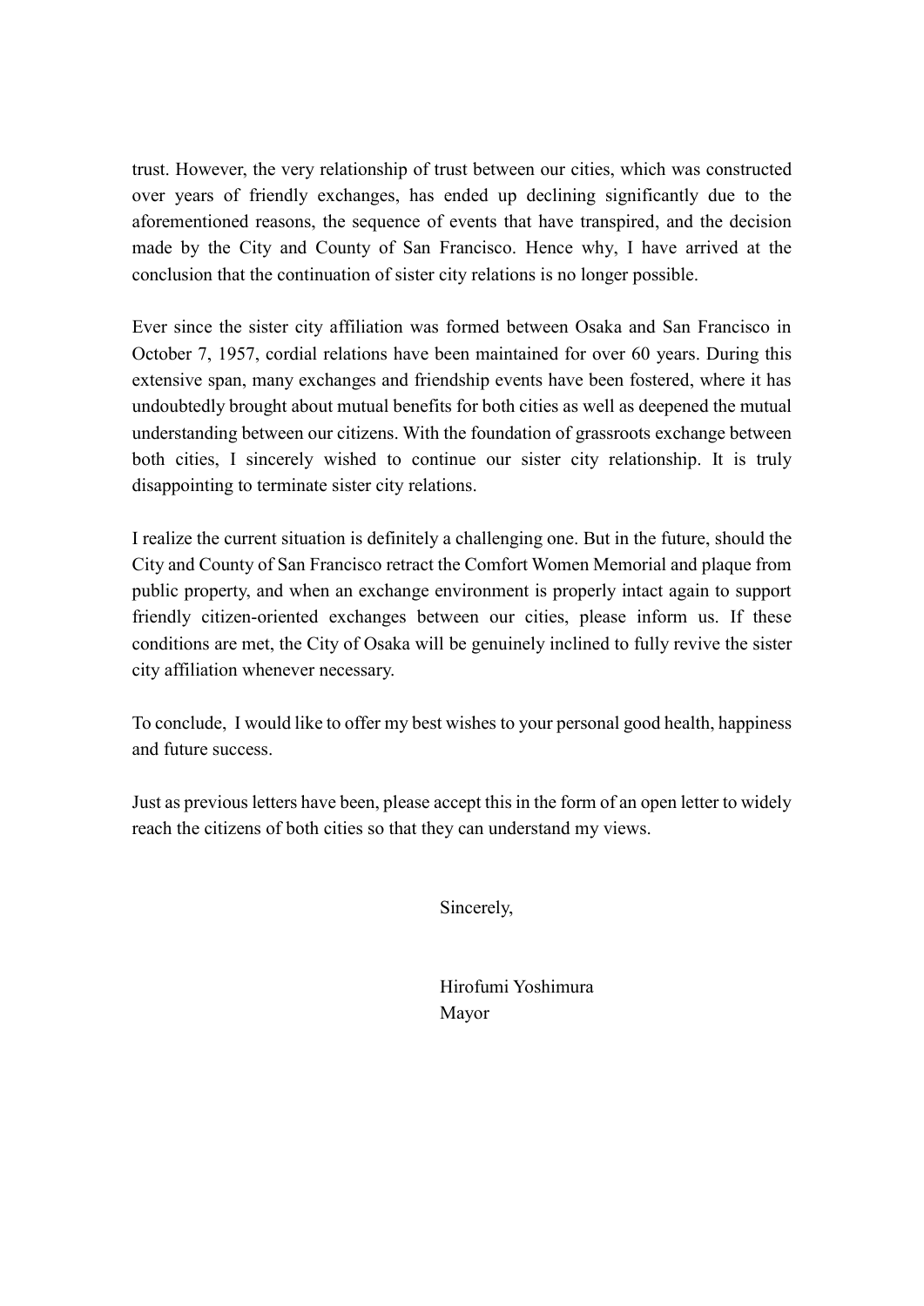trust. However, the very relationship of trust between our cities, which was constructed over years of friendly exchanges, has ended up declining significantly due to the aforementioned reasons, the sequence of events that have transpired, and the decision made by the City and County of San Francisco. Hence why, I have arrived at the conclusion that the continuation of sister city relations is no longer possible.

Ever since the sister city affiliation was formed between Osaka and San Francisco in October 7, 1957, cordial relations have been maintained for over 60 years. During this extensive span, many exchanges and friendship events have been fostered, where it has undoubtedly brought about mutual benefits for both cities as well as deepened the mutual understanding between our citizens. With the foundation of grassroots exchange between both cities, I sincerely wished to continue our sister city relationship. It is truly disappointing to terminate sister city relations.

I realize the current situation is definitely a challenging one. But in the future, should the City and County of San Francisco retract the Comfort Women Memorial and plaque from public property, and when an exchange environment is properly intact again to support friendly citizen-oriented exchanges between our cities, please inform us. If these conditions are met, the City of Osaka will be genuinely inclined to fully revive the sister city affiliation whenever necessary.

To conclude, I would like to offer my best wishes to your personal good health, happiness and future success.

Just as previous letters have been, please accept this in the form of an open letter to widely reach the citizens of both cities so that they can understand my views.

Sincerely,

Hirofumi Yoshimura
Mayor